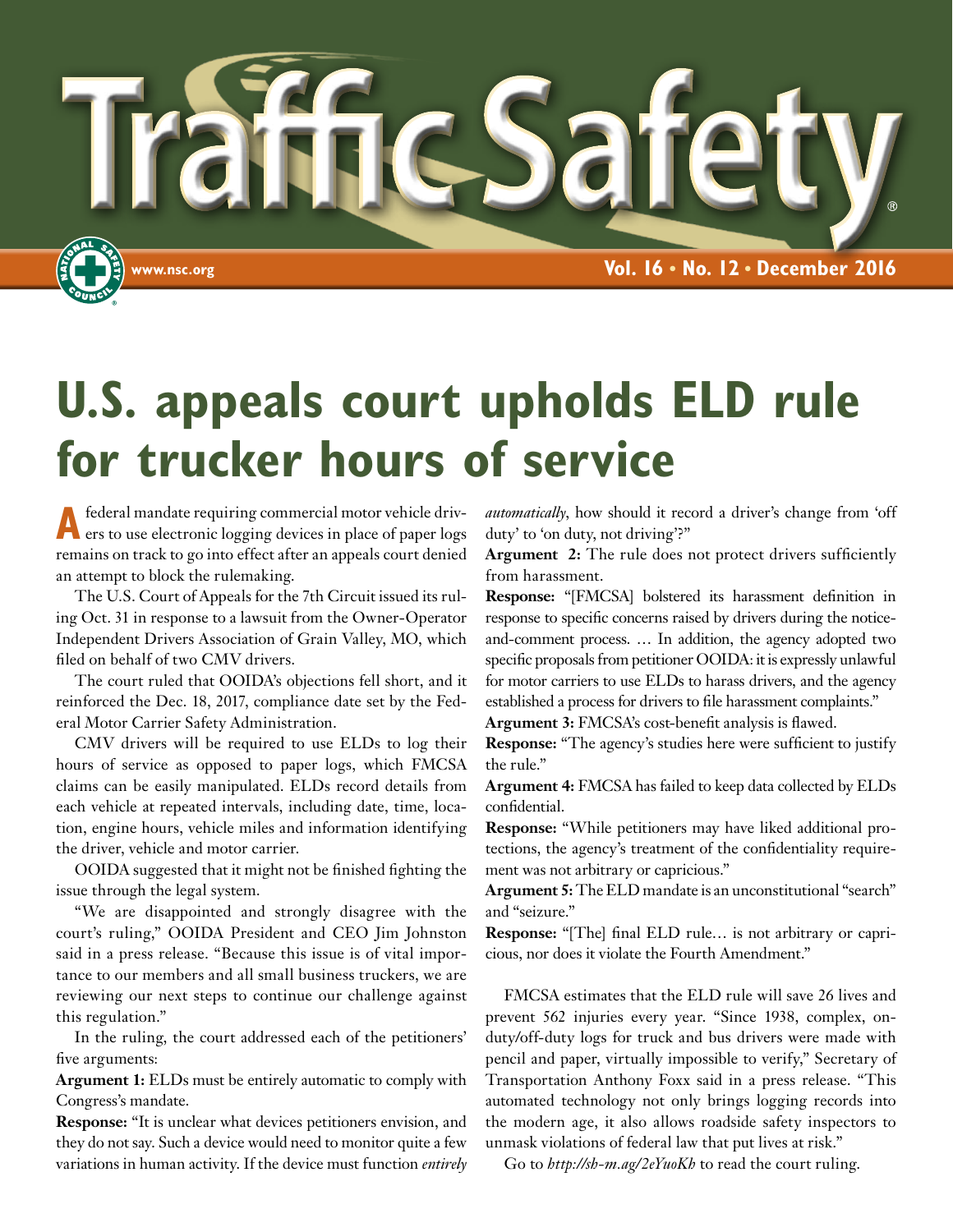# Traffic Safety®

www.nsc.org

**Vol. 16 • No. 12 • December 2016**

# U.S. appeals court upholds ELD rule for trucker hours of service

A federal mandate requiring commercial motor vehicle drivers to use electronic logging devices in place of paper logs remains on track to go into effect after an appeals court denied an attempt to block the rulemaking.

The U.S. Court of Appeals for the 7th Circuit issued its ruling Oct. 31 in response to a lawsuit from the Owner-Operator Independent Drivers Association of Grain Valley, MO, which filed on behalf of two CMV drivers.

The court ruled that OOIDA's objections fell short, and it reinforced the Dec. 18, 2017, compliance date set by the Federal Motor Carrier Safety Administration.

CMV drivers will be required to use ELDs to log their hours of service as opposed to paper logs, which FMCSA claims can be easily manipulated. ELDs record details from each vehicle at repeated intervals, including date, time, location, engine hours, vehicle miles and information identifying the driver, vehicle and motor carrier.

OOIDA suggested that it might not be finished fighting the issue through the legal system.

"We are disappointed and strongly disagree with the court's ruling," OOIDA President and CEO Jim Johnston said in a press release. "Because this issue is of vital importance to our members and all small business truckers, we are reviewing our next steps to continue our challenge against this regulation."

In the ruling, the court addressed each of the petitioners' five arguments:

**Argument 1:** ELDs must be entirely automatic to comply with Congress's mandate.

**Response:** "It is unclear what devices petitioners envision, and they do not say. Such a device would need to monitor quite a few variations in human activity. If the device must function *entirely automatically*, how should it record a driver's change from 'off duty' to 'on duty, not driving'?"

**Argument 2:** The rule does not protect drivers sufficiently from harassment.

**Response:** "[FMCSA] bolstered its harassment definition in response to specific concerns raised by drivers during the notice-and-comment process. … In addition, the agency adopted two specific proposals from petitioner OOIDA: it is expressly unlawful for motor carriers to use ELDs to harass drivers, and the agency established a process for drivers to file harassment complaints."

**Argument 3:** FMCSA's cost-benefit analysis is flawed.

**Response:** "The agency's studies here were sufficient to justify the rule."

**Argument 4:** FMCSA has failed to keep data collected by ELDs confidential.

**Response:** "While petitioners may have liked additional protections, the agency's treatment of the confidentiality requirement was not arbitrary or capricious."

**Argument 5:** The ELD mandate is an unconstitutional "search" and "seizure."

**Response:** "[The] final ELD rule… is not arbitrary or capricious, nor does it violate the Fourth Amendment."

FMCSA estimates that the ELD rule will save 26 lives and prevent 562 injuries every year. "Since 1938, complex, on-duty/off-duty logs for truck and bus drivers were made with pencil and paper, virtually impossible to verify," Secretary of Transportation Anthony Foxx said in a press release. "This automated technology not only brings logging records into the modern age, it also allows roadside safety inspectors to unmask violations of federal law that put lives at risk."

Go to *http://sh-m.ag/2eYuoKh* to read the court ruling.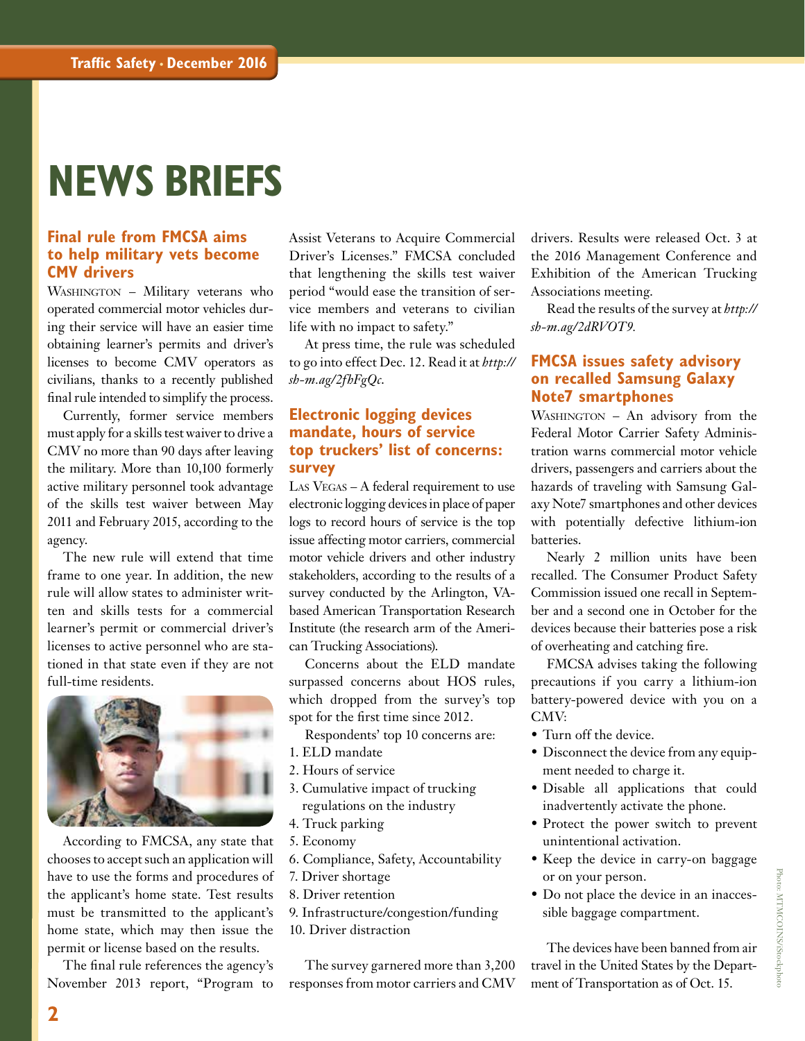# NEWS BRIEFS

## Final rule from FMCSA aims to help military vets become CMV drivers

WASHINGTON – Military veterans who operated commercial motor vehicles during their service will have an easier time obtaining learner's permits and driver's licenses to become CMV operators as civilians, thanks to a recently published final rule intended to simplify the process.

Currently, former service members must apply for a skills test waiver to drive a CMV no more than 90 days after leaving the military. More than 10,100 formerly active military personnel took advantage of the skills test waiver between May 2011 and February 2015, according to the agency.

The new rule will extend that time frame to one year. In addition, the new rule will allow states to administer written and skills tests for a commercial learner's permit or commercial driver's licenses to active personnel who are stationed in that state even if they are not full-time residents.

According to FMCSA, any state that chooses to accept such an application will have to use the forms and procedures of the applicant's home state. Test results must be transmitted to the applicant's home state, which may then issue the permit or license based on the results.

The final rule references the agency's November 2013 report, "Program to Assist Veterans to Acquire Commercial Driver's Licenses." FMCSA concluded that lengthening the skills test waiver period "would ease the transition of service members and veterans to civilian life with no impact to safety."

At press time, the rule was scheduled to go into effect Dec. 12. Read it at *http://sh-m.ag/2fhFgQc*.

## Electronic logging devices mandate, hours of service top truckers' list of concerns: survey

LAS VEGAS – A federal requirement to use electronic logging devices in place of paper logs to record hours of service is the top issue affecting motor carriers, commercial motor vehicle drivers and other industry stakeholders, according to the results of a survey conducted by the Arlington, VA-based American Transportation Research Institute (the research arm of the American Trucking Associations).

Concerns about the ELD mandate surpassed concerns about HOS rules, which dropped from the survey's top spot for the first time since 2012.

Respondents' top 10 concerns are:

1. ELD mandate
2. Hours of service
3. Cumulative impact of trucking regulations on the industry
4. Truck parking
5. Economy
6. Compliance, Safety, Accountability
7. Driver shortage
8. Driver retention
9. Infrastructure/congestion/funding
10. Driver distraction

The survey garnered more than 3,200 responses from motor carriers and CMV drivers. Results were released Oct. 3 at the 2016 Management Conference and Exhibition of the American Trucking Associations meeting.

Read the results of the survey at *http://sh-m.ag/2dRVOT9.*

## FMCSA issues safety advisory on recalled Samsung Galaxy Note7 smartphones

WASHINGTON – An advisory from the Federal Motor Carrier Safety Administration warns commercial motor vehicle drivers, passengers and carriers about the hazards of traveling with Samsung Galaxy Note7 smartphones and other devices with potentially defective lithium-ion batteries.

Nearly 2 million units have been recalled. The Consumer Product Safety Commission issued one recall in September and a second one in October for the devices because their batteries pose a risk of overheating and catching fire.

FMCSA advises taking the following precautions if you carry a lithium-ion battery-powered device with you on a CMV:

- Turn off the device.
- Disconnect the device from any equipment needed to charge it.
- Disable all applications that could inadvertently activate the phone.
- Protect the power switch to prevent unintentional activation.
- Keep the device in carry-on baggage or on your person.
- Do not place the device in an inaccessible baggage compartment.

The devices have been banned from air travel in the United States by the Department of Transportation as of Oct. 15.

Photo: MTMCOINS/iStockphoto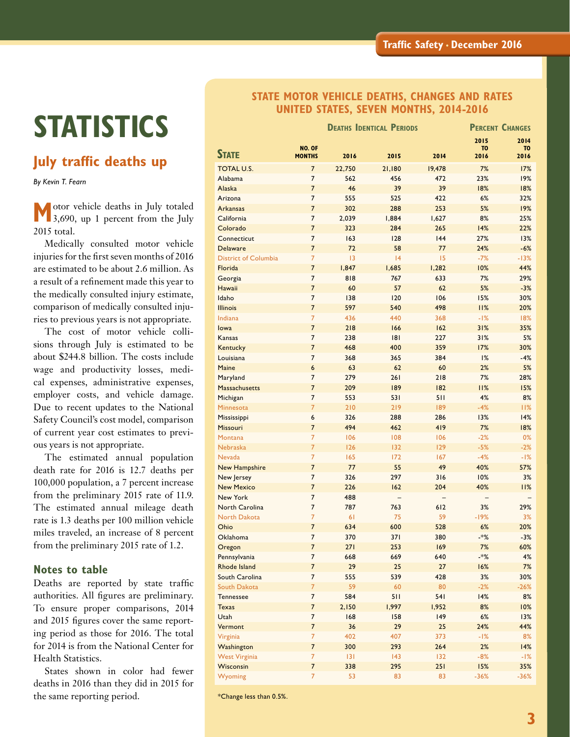# STATISTICS

## July traffic deaths up

*By Kevin T. Fearn*

Motor vehicle deaths in July totaled 3,690, up 1 percent from the July 2015 total.

Medically consulted motor vehicle injuries for the first seven months of 2016 are estimated to be about 2.6 million. As a result of a refinement made this year to the medically consulted injury estimate, comparison of medically consulted injuries to previous years is not appropriate.

The cost of motor vehicle collisions through July is estimated to be about $244.8 billion. The costs include wage and productivity losses, medical expenses, administrative expenses, employer costs, and vehicle damage. Due to recent updates to the National Safety Council's cost model, comparison of current year cost estimates to previous years is not appropriate.

The estimated annual population death rate for 2016 is 12.7 deaths per 100,000 population, a 7 percent increase from the preliminary 2015 rate of 11.9. The estimated annual mileage death rate is 1.3 deaths per 100 million vehicle miles traveled, an increase of 8 percent from the preliminary 2015 rate of 1.2.

### Notes to table

Deaths are reported by state traffic authorities. All figures are preliminary. To ensure proper comparisons, 2014 and 2015 figures cover the same reporting period as those for 2016. The total for 2014 is from the National Center for Health Statistics.

States shown in color had fewer deaths in 2016 than they did in 2015 for the same reporting period.

### STATE MOTOR VEHICLE DEATHS, CHANGES AND RATES UNITED STATES, SEVEN MONTHS, 2014-2016

| State | No. of Months | Deaths Identical Periods | | | Percent Changes | |
|---|---|---|---|---|---|---|
| | | 2016 | 2015 | 2014 | 2015 to 2016 | 2014 to 2016 |
| TOTAL U.S. | 7 | 22,750 | 21,180 | 19,478 | 7% | 17% |
| Alabama | 7 | 562 | 456 | 472 | 23% | 19% |
| Alaska | 7 | 46 | 39 | 39 | 18% | 18% |
| Arizona | 7 | 555 | 525 | 422 | 6% | 32% |
| Arkansas | 7 | 302 | 288 | 253 | 5% | 19% |
| California | 7 | 2,039 | 1,884 | 1,627 | 8% | 25% |
| Colorado | 7 | 323 | 284 | 265 | 14% | 22% |
| Connecticut | 7 | 163 | 128 | 144 | 27% | 13% |
| Delaware | 7 | 72 | 58 | 77 | 24% | -6% |
| District of Columbia | 7 | 13 | 14 | 15 | -7% | -13% |
| Florida | 7 | 1,847 | 1,685 | 1,282 | 10% | 44% |
| Georgia | 7 | 818 | 767 | 633 | 7% | 29% |
| Hawaii | 7 | 60 | 57 | 62 | 5% | -3% |
| Idaho | 7 | 138 | 120 | 106 | 15% | 30% |
| Illinois | 7 | 597 | 540 | 498 | 11% | 20% |
| Indiana | 7 | 436 | 440 | 368 | -1% | 18% |
| Iowa | 7 | 218 | 166 | 162 | 31% | 35% |
| Kansas | 7 | 238 | 181 | 227 | 31% | 5% |
| Kentucky | 7 | 468 | 400 | 359 | 17% | 30% |
| Louisiana | 7 | 368 | 365 | 384 | 1% | -4% |
| Maine | 6 | 63 | 62 | 60 | 2% | 5% |
| Maryland | 7 | 279 | 261 | 218 | 7% | 28% |
| Massachusetts | 7 | 209 | 189 | 182 | 11% | 15% |
| Michigan | 7 | 553 | 531 | 511 | 4% | 8% |
| Minnesota | 7 | 210 | 219 | 189 | -4% | 11% |
| Mississippi | 6 | 326 | 288 | 286 | 13% | 14% |
| Missouri | 7 | 494 | 462 | 419 | 7% | 18% |
| Montana | 7 | 106 | 108 | 106 | -2% | 0% |
| Nebraska | 7 | 126 | 132 | 129 | -5% | -2% |
| Nevada | 7 | 165 | 172 | 167 | -4% | -1% |
| New Hampshire | 7 | 77 | 55 | 49 | 40% | 57% |
| New Jersey | 7 | 326 | 297 | 316 | 10% | 3% |
| New Mexico | 7 | 226 | 162 | 204 | 40% | 11% |
| New York | 7 | 488 | – | – | – | – |
| North Carolina | 7 | 787 | 763 | 612 | 3% | 29% |
| North Dakota | 7 | 61 | 75 | 59 | -19% | 3% |
| Ohio | 7 | 634 | 600 | 528 | 6% | 20% |
| Oklahoma | 7 | 370 | 371 | 380 | -*% | -3% |
| Oregon | 7 | 271 | 253 | 169 | 7% | 60% |
| Pennsylvania | 7 | 668 | 669 | 640 | -*% | 4% |
| Rhode Island | 7 | 29 | 25 | 27 | 16% | 7% |
| South Carolina | 7 | 555 | 539 | 428 | 3% | 30% |
| South Dakota | 7 | 59 | 60 | 80 | -2% | -26% |
| Tennessee | 7 | 584 | 511 | 541 | 14% | 8% |
| Texas | 7 | 2,150 | 1,997 | 1,952 | 8% | 10% |
| Utah | 7 | 168 | 158 | 149 | 6% | 13% |
| Vermont | 7 | 36 | 29 | 25 | 24% | 44% |
| Virginia | 7 | 402 | 407 | 373 | -1% | 8% |
| Washington | 7 | 300 | 293 | 264 | 2% | 14% |
| West Virginia | 7 | 131 | 143 | 132 | -8% | -1% |
| Wisconsin | 7 | 338 | 295 | 251 | 15% | 35% |
| Wyoming | 7 | 53 | 83 | 83 | -36% | -36% |

*Change less than 0.5%.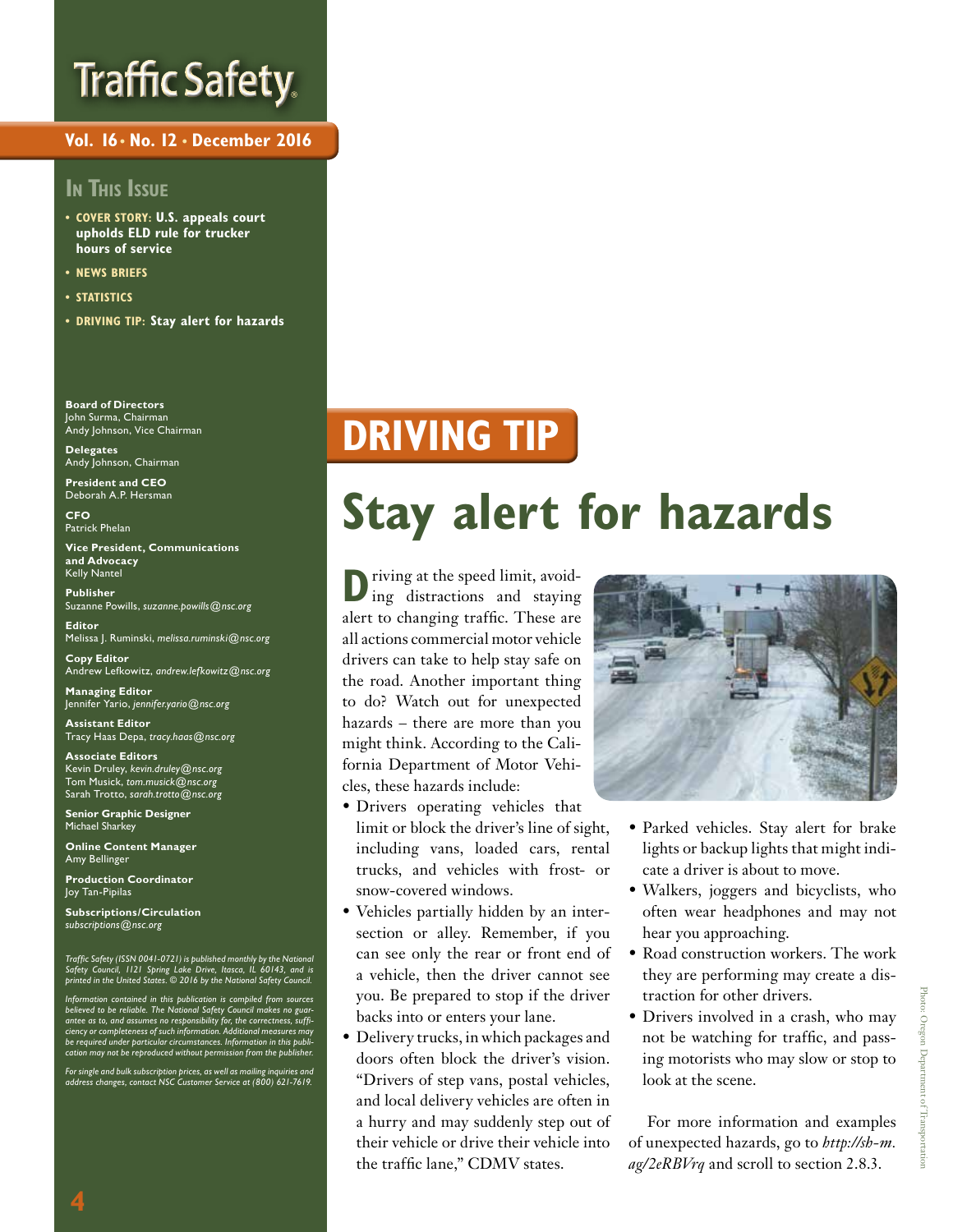# Traffic Safety

**Vol. 16 • No. 12 • December 2016**

## In This Issue

- **COVER STORY: U.S. appeals court upholds ELD rule for trucker hours of service**
- **NEWS BRIEFS**
- **STATISTICS**
- **DRIVING TIP: Stay alert for hazards**

**Board of Directors**
John Surma, Chairman
Andy Johnson, Vice Chairman

**Delegates**
Andy Johnson, Chairman

**President and CEO**
Deborah A.P. Hersman

**CFO**
Patrick Phelan

**Vice President, Communications and Advocacy**
Kelly Nantel

**Publisher**
Suzanne Powills, *suzanne.powills@nsc.org*

**Editor**
Melissa J. Ruminski, *melissa.ruminski@nsc.org*

**Copy Editor**
Andrew Lefkowitz, *andrew.lefkowitz@nsc.org*

**Managing Editor**
Jennifer Yario, *jennifer.yario@nsc.org*

**Assistant Editor**
Tracy Haas Depa, *tracy.haas@nsc.org*

**Associate Editors**
Kevin Druley, *kevin.druley@nsc.org*
Tom Musick, *tom.musick@nsc.org*
Sarah Trotto, *sarah.trotto@nsc.org*

**Senior Graphic Designer**
Michael Sharkey

**Online Content Manager**
Amy Bellinger

**Production Coordinator**
Joy Tan-Pipilas

**Subscriptions/Circulation**
*subscriptions@nsc.org*

*Traffic Safety (ISSN 0041-0721) is published monthly by the National Safety Council, 1121 Spring Lake Drive, Itasca, IL 60143, and is printed in the United States. © 2016 by the National Safety Council.*

*Information contained in this publication is compiled from sources believed to be reliable. The National Safety Council makes no guarantee as to, and assumes no responsibility for, the correctness, sufficiency or completeness of such information. Additional measures may be required under particular circumstances. Information in this publication may not be reproduced without permission from the publisher.*

*For single and bulk subscription prices, as well as mailing inquiries and address changes, contact NSC Customer Service at (800) 621-7619.*

## DRIVING TIP

# Stay alert for hazards

Driving at the speed limit, avoiding distractions and staying alert to changing traffic. These are all actions commercial motor vehicle drivers can take to help stay safe on the road. Another important thing to do? Watch out for unexpected hazards – there are more than you might think. According to the California Department of Motor Vehicles, these hazards include:

- Drivers operating vehicles that limit or block the driver's line of sight, including vans, loaded cars, rental trucks, and vehicles with frost- or snow-covered windows.
- Vehicles partially hidden by an intersection or alley. Remember, if you can see only the rear or front end of a vehicle, then the driver cannot see you. Be prepared to stop if the driver backs into or enters your lane.
- Delivery trucks, in which packages and doors often block the driver's vision. "Drivers of step vans, postal vehicles, and local delivery vehicles are often in a hurry and may suddenly step out of their vehicle or drive their vehicle into the traffic lane," CDMV states.
- Parked vehicles. Stay alert for brake lights or backup lights that might indicate a driver is about to move.
- Walkers, joggers and bicyclists, who often wear headphones and may not hear you approaching.
- Road construction workers. The work they are performing may create a distraction for other drivers.
- Drivers involved in a crash, who may not be watching for traffic, and passing motorists who may slow or stop to look at the scene.

For more information and examples of unexpected hazards, go to *http://sh-m.ag/2eRBVrq* and scroll to section 2.8.3.

Photo: Oregon Department of Transportation